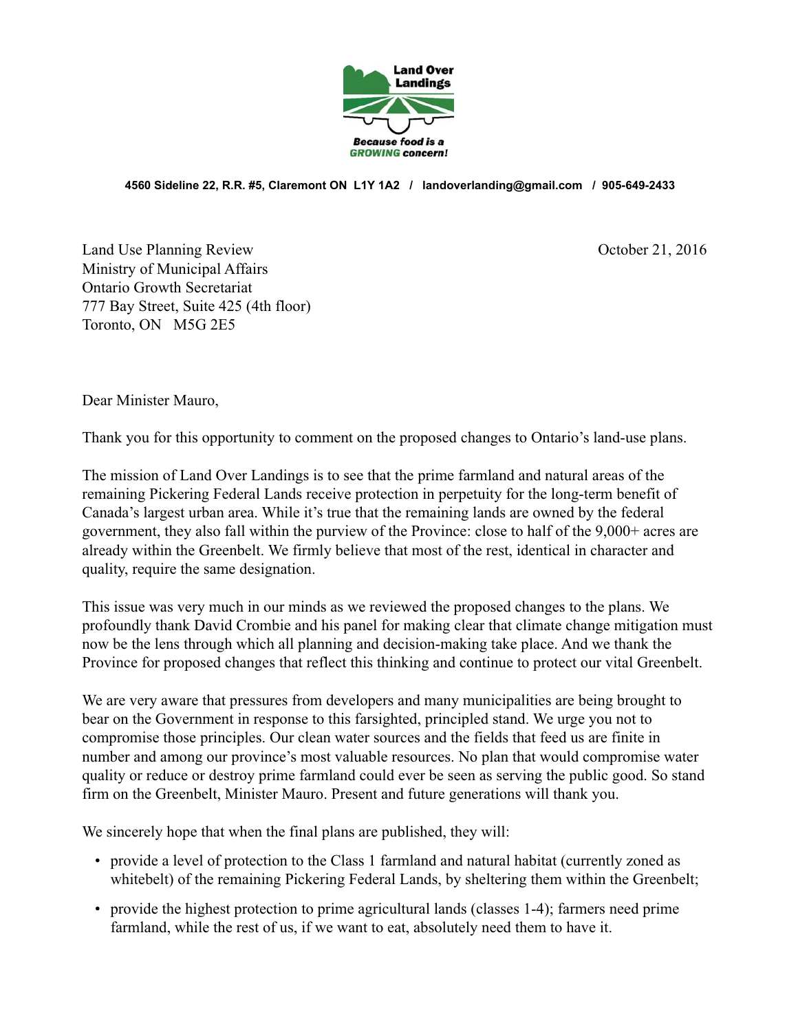Land Over Landings

*Because food is a GROWING concern!*

**4560 Sideline 22, R.R. #5, Claremont ON L1Y 1A2 / landoverlanding@gmail.com / 905-649-2433**

Land Use Planning Review
Ministry of Municipal Affairs
Ontario Growth Secretariat
777 Bay Street, Suite 425 (4th floor)
Toronto, ON M5G 2E5

October 21, 2016

Dear Minister Mauro,

Thank you for this opportunity to comment on the proposed changes to Ontario's land-use plans.

The mission of Land Over Landings is to see that the prime farmland and natural areas of the remaining Pickering Federal Lands receive protection in perpetuity for the long-term benefit of Canada's largest urban area. While it's true that the remaining lands are owned by the federal government, they also fall within the purview of the Province: close to half of the 9,000+ acres are already within the Greenbelt. We firmly believe that most of the rest, identical in character and quality, require the same designation.

This issue was very much in our minds as we reviewed the proposed changes to the plans. We profoundly thank David Crombie and his panel for making clear that climate change mitigation must now be the lens through which all planning and decision-making take place. And we thank the Province for proposed changes that reflect this thinking and continue to protect our vital Greenbelt.

We are very aware that pressures from developers and many municipalities are being brought to bear on the Government in response to this farsighted, principled stand. We urge you not to compromise those principles. Our clean water sources and the fields that feed us are finite in number and among our province's most valuable resources. No plan that would compromise water quality or reduce or destroy prime farmland could ever be seen as serving the public good. So stand firm on the Greenbelt, Minister Mauro. Present and future generations will thank you.

We sincerely hope that when the final plans are published, they will:

- provide a level of protection to the Class 1 farmland and natural habitat (currently zoned as whitebelt) of the remaining Pickering Federal Lands, by sheltering them within the Greenbelt;
- provide the highest protection to prime agricultural lands (classes 1-4); farmers need prime farmland, while the rest of us, if we want to eat, absolutely need them to have it.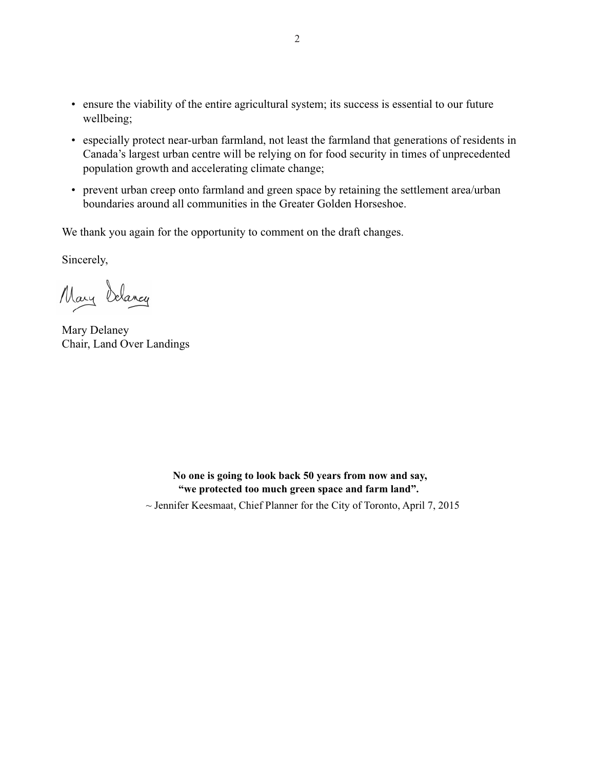- ensure the viability of the entire agricultural system; its success is essential to our future wellbeing;
- especially protect near-urban farmland, not least the farmland that generations of residents in Canada's largest urban centre will be relying on for food security in times of unprecedented population growth and accelerating climate change;
- prevent urban creep onto farmland and green space by retaining the settlement area/urban boundaries around all communities in the Greater Golden Horseshoe.

We thank you again for the opportunity to comment on the draft changes.

Sincerely,

Mary Delaney

Mary Delaney
Chair, Land Over Landings

**No one is going to look back 50 years from now and say, "we protected too much green space and farm land".**

~ Jennifer Keesmaat, Chief Planner for the City of Toronto, April 7, 2015